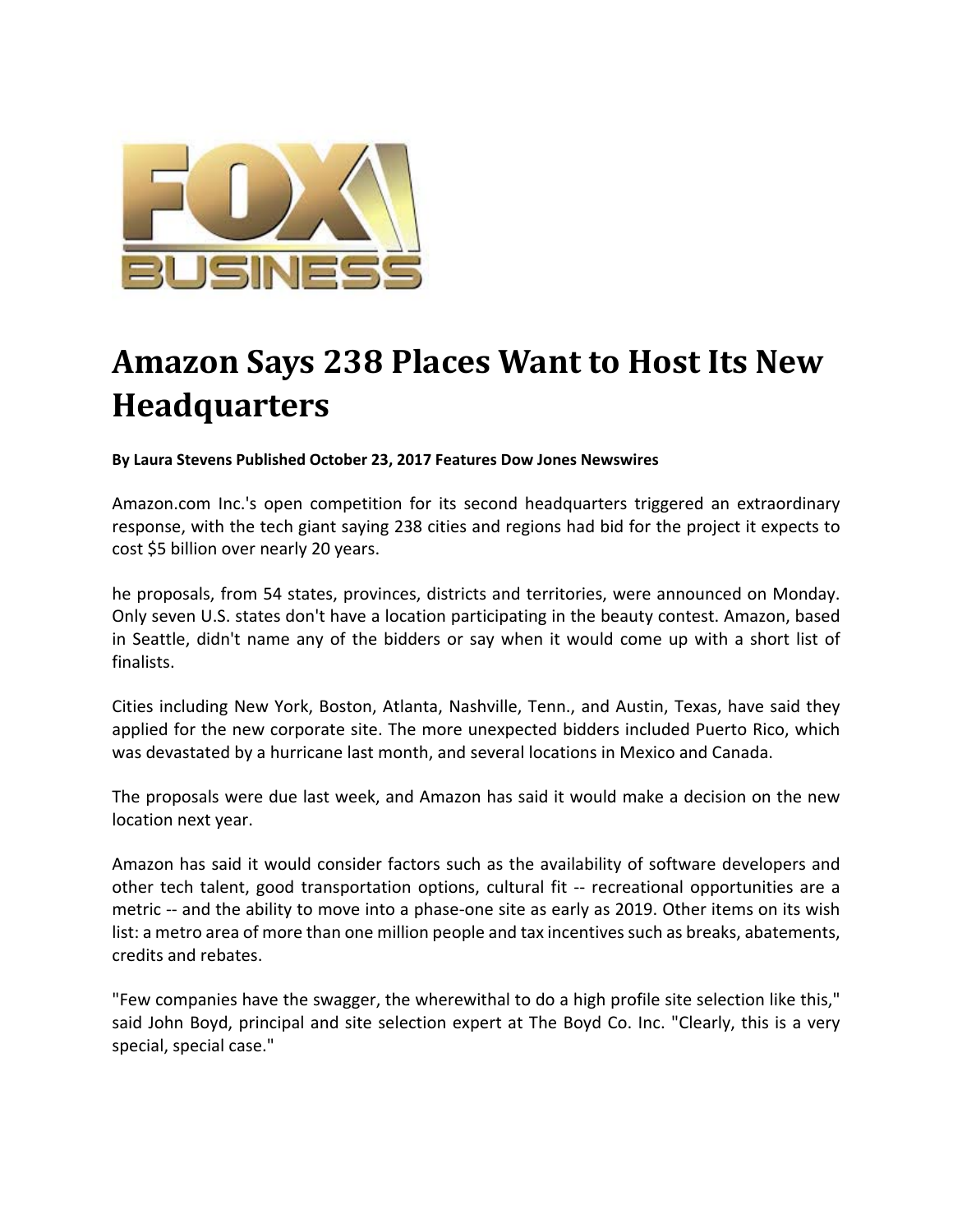FOX BUSINESS

# Amazon Says 238 Places Want to Host Its New Headquarters

**By Laura Stevens Published October 23, 2017 Features Dow Jones Newswires**

Amazon.com Inc.'s open competition for its second headquarters triggered an extraordinary response, with the tech giant saying 238 cities and regions had bid for the project it expects to cost $5 billion over nearly 20 years.

he proposals, from 54 states, provinces, districts and territories, were announced on Monday. Only seven U.S. states don't have a location participating in the beauty contest. Amazon, based in Seattle, didn't name any of the bidders or say when it would come up with a short list of finalists.

Cities including New York, Boston, Atlanta, Nashville, Tenn., and Austin, Texas, have said they applied for the new corporate site. The more unexpected bidders included Puerto Rico, which was devastated by a hurricane last month, and several locations in Mexico and Canada.

The proposals were due last week, and Amazon has said it would make a decision on the new location next year.

Amazon has said it would consider factors such as the availability of software developers and other tech talent, good transportation options, cultural fit -- recreational opportunities are a metric -- and the ability to move into a phase-one site as early as 2019. Other items on its wish list: a metro area of more than one million people and tax incentives such as breaks, abatements, credits and rebates.

"Few companies have the swagger, the wherewithal to do a high profile site selection like this," said John Boyd, principal and site selection expert at The Boyd Co. Inc. "Clearly, this is a very special, special case."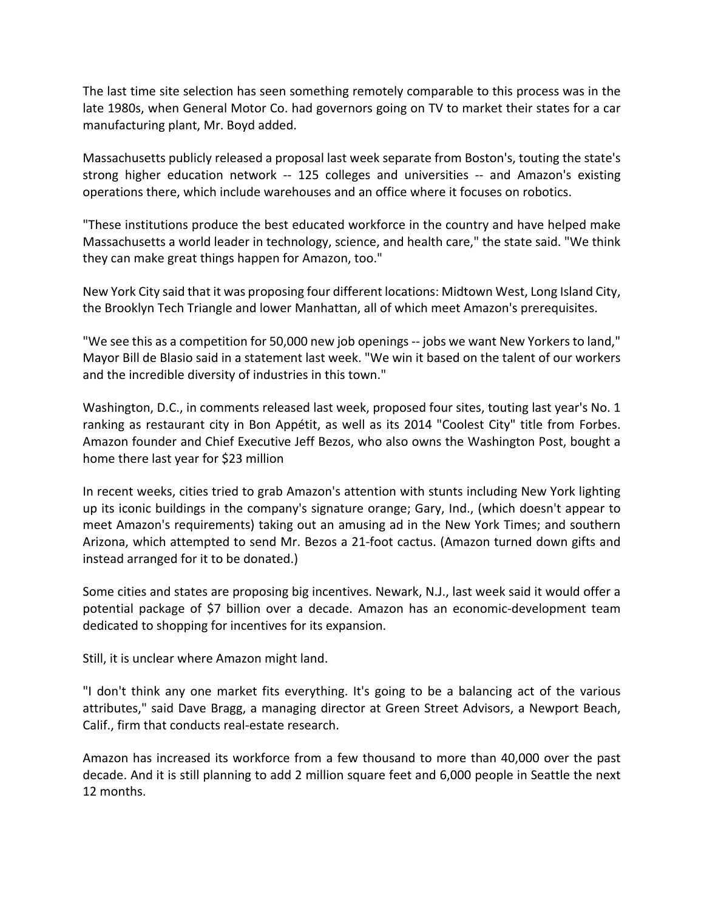The last time site selection has seen something remotely comparable to this process was in the late 1980s, when General Motor Co. had governors going on TV to market their states for a car manufacturing plant, Mr. Boyd added.

Massachusetts publicly released a proposal last week separate from Boston's, touting the state's strong higher education network -- 125 colleges and universities -- and Amazon's existing operations there, which include warehouses and an office where it focuses on robotics.

"These institutions produce the best educated workforce in the country and have helped make Massachusetts a world leader in technology, science, and health care," the state said. "We think they can make great things happen for Amazon, too."

New York City said that it was proposing four different locations: Midtown West, Long Island City, the Brooklyn Tech Triangle and lower Manhattan, all of which meet Amazon's prerequisites.

"We see this as a competition for 50,000 new job openings -- jobs we want New Yorkers to land," Mayor Bill de Blasio said in a statement last week. "We win it based on the talent of our workers and the incredible diversity of industries in this town."

Washington, D.C., in comments released last week, proposed four sites, touting last year's No. 1 ranking as restaurant city in Bon Appétit, as well as its 2014 "Coolest City" title from Forbes. Amazon founder and Chief Executive Jeff Bezos, who also owns the Washington Post, bought a home there last year for $23 million

In recent weeks, cities tried to grab Amazon's attention with stunts including New York lighting up its iconic buildings in the company's signature orange; Gary, Ind., (which doesn't appear to meet Amazon's requirements) taking out an amusing ad in the New York Times; and southern Arizona, which attempted to send Mr. Bezos a 21-foot cactus. (Amazon turned down gifts and instead arranged for it to be donated.)

Some cities and states are proposing big incentives. Newark, N.J., last week said it would offer a potential package of $7 billion over a decade. Amazon has an economic-development team dedicated to shopping for incentives for its expansion.

Still, it is unclear where Amazon might land.

"I don't think any one market fits everything. It's going to be a balancing act of the various attributes," said Dave Bragg, a managing director at Green Street Advisors, a Newport Beach, Calif., firm that conducts real-estate research.

Amazon has increased its workforce from a few thousand to more than 40,000 over the past decade. And it is still planning to add 2 million square feet and 6,000 people in Seattle the next 12 months.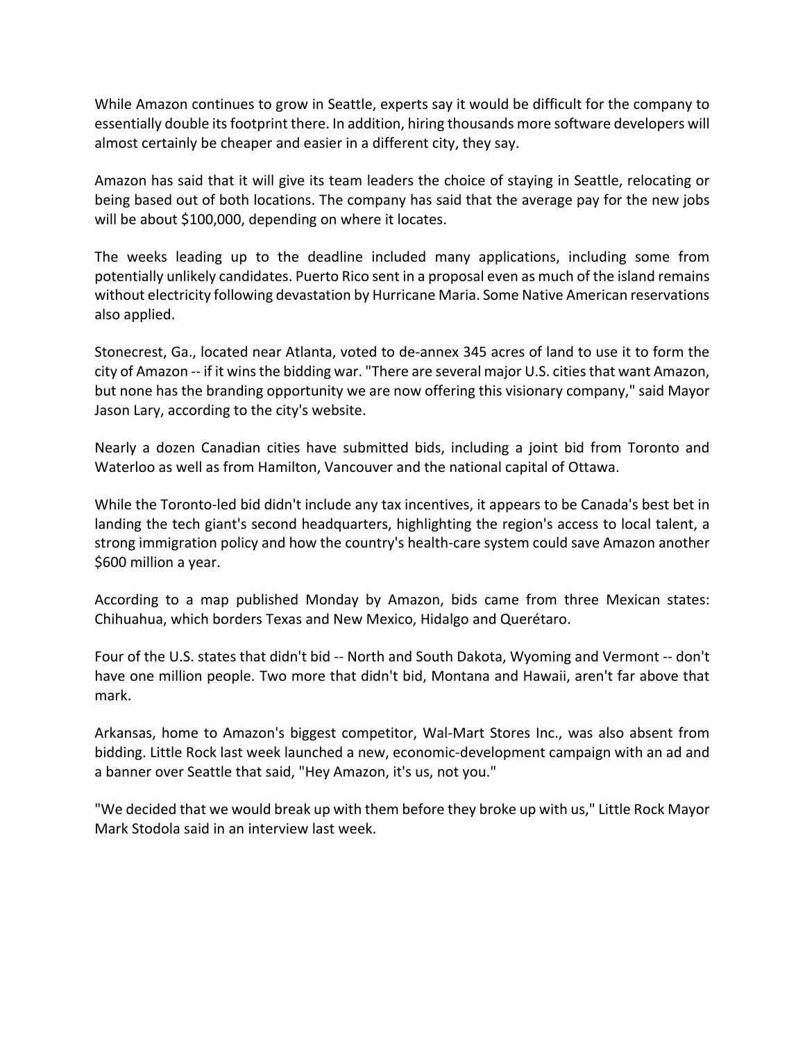While Amazon continues to grow in Seattle, experts say it would be difficult for the company to essentially double its footprint there. In addition, hiring thousands more software developers will almost certainly be cheaper and easier in a different city, they say.

Amazon has said that it will give its team leaders the choice of staying in Seattle, relocating or being based out of both locations. The company has said that the average pay for the new jobs will be about $100,000, depending on where it locates.

The weeks leading up to the deadline included many applications, including some from potentially unlikely candidates. Puerto Rico sent in a proposal even as much of the island remains without electricity following devastation by Hurricane Maria. Some Native American reservations also applied.

Stonecrest, Ga., located near Atlanta, voted to de-annex 345 acres of land to use it to form the city of Amazon -- if it wins the bidding war. "There are several major U.S. cities that want Amazon, but none has the branding opportunity we are now offering this visionary company," said Mayor Jason Lary, according to the city's website.

Nearly a dozen Canadian cities have submitted bids, including a joint bid from Toronto and Waterloo as well as from Hamilton, Vancouver and the national capital of Ottawa.

While the Toronto-led bid didn't include any tax incentives, it appears to be Canada's best bet in landing the tech giant's second headquarters, highlighting the region's access to local talent, a strong immigration policy and how the country's health-care system could save Amazon another $600 million a year.

According to a map published Monday by Amazon, bids came from three Mexican states: Chihuahua, which borders Texas and New Mexico, Hidalgo and Querétaro.

Four of the U.S. states that didn't bid -- North and South Dakota, Wyoming and Vermont -- don't have one million people. Two more that didn't bid, Montana and Hawaii, aren't far above that mark.

Arkansas, home to Amazon's biggest competitor, Wal-Mart Stores Inc., was also absent from bidding. Little Rock last week launched a new, economic-development campaign with an ad and a banner over Seattle that said, "Hey Amazon, it's us, not you."

"We decided that we would break up with them before they broke up with us," Little Rock Mayor Mark Stodola said in an interview last week.